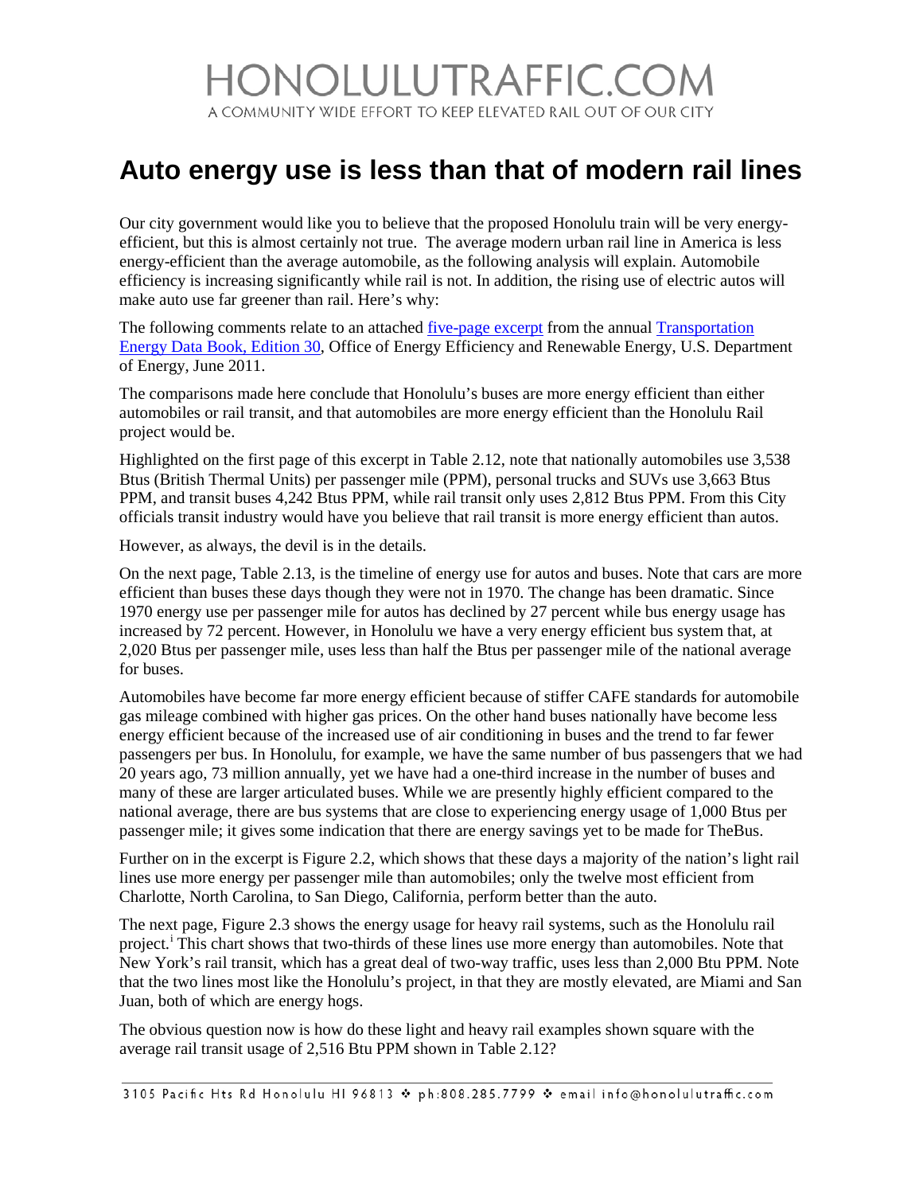# HONOLULUTRAFFIC.COM

A COMMUNITY WIDE EFFORT TO KEEP ELEVATED RAIL OUT OF OUR CITY

## Auto energy use is less than that of modern rail lines

Our city government would like you to believe that the proposed Honolulu train will be very energy-efficient, but this is almost certainly not true. The average modern urban rail line in America is less energy-efficient than the average automobile, as the following analysis will explain. Automobile efficiency is increasing significantly while rail is not. In addition, the rising use of electric autos will make auto use far greener than rail. Here's why:

The following comments relate to an attached five-page excerpt from the annual Transportation Energy Data Book, Edition 30, Office of Energy Efficiency and Renewable Energy, U.S. Department of Energy, June 2011.

The comparisons made here conclude that Honolulu's buses are more energy efficient than either automobiles or rail transit, and that automobiles are more energy efficient than the Honolulu Rail project would be.

Highlighted on the first page of this excerpt in Table 2.12, note that nationally automobiles use 3,538 Btus (British Thermal Units) per passenger mile (PPM), personal trucks and SUVs use 3,663 Btus PPM, and transit buses 4,242 Btus PPM, while rail transit only uses 2,812 Btus PPM. From this City officials transit industry would have you believe that rail transit is more energy efficient than autos.

However, as always, the devil is in the details.

On the next page, Table 2.13, is the timeline of energy use for autos and buses. Note that cars are more efficient than buses these days though they were not in 1970. The change has been dramatic. Since 1970 energy use per passenger mile for autos has declined by 27 percent while bus energy usage has increased by 72 percent. However, in Honolulu we have a very energy efficient bus system that, at 2,020 Btus per passenger mile, uses less than half the Btus per passenger mile of the national average for buses.

Automobiles have become far more energy efficient because of stiffer CAFE standards for automobile gas mileage combined with higher gas prices. On the other hand buses nationally have become less energy efficient because of the increased use of air conditioning in buses and the trend to far fewer passengers per bus. In Honolulu, for example, we have the same number of bus passengers that we had 20 years ago, 73 million annually, yet we have had a one-third increase in the number of buses and many of these are larger articulated buses. While we are presently highly efficient compared to the national average, there are bus systems that are close to experiencing energy usage of 1,000 Btus per passenger mile; it gives some indication that there are energy savings yet to be made for TheBus.

Further on in the excerpt is Figure 2.2, which shows that these days a majority of the nation's light rail lines use more energy per passenger mile than automobiles; only the twelve most efficient from Charlotte, North Carolina, to San Diego, California, perform better than the auto.

The next page, Figure 2.3 shows the energy usage for heavy rail systems, such as the Honolulu rail project.[i] This chart shows that two-thirds of these lines use more energy than automobiles. Note that New York's rail transit, which has a great deal of two-way traffic, uses less than 2,000 Btu PPM. Note that the two lines most like the Honolulu's project, in that they are mostly elevated, are Miami and San Juan, both of which are energy hogs.

The obvious question now is how do these light and heavy rail examples shown square with the average rail transit usage of 2,516 Btu PPM shown in Table 2.12?

3105 Pacific Hts Rd Honolulu HI 96813 ❖ ph:808.285.7799 ❖ email info@honolulutraffic.com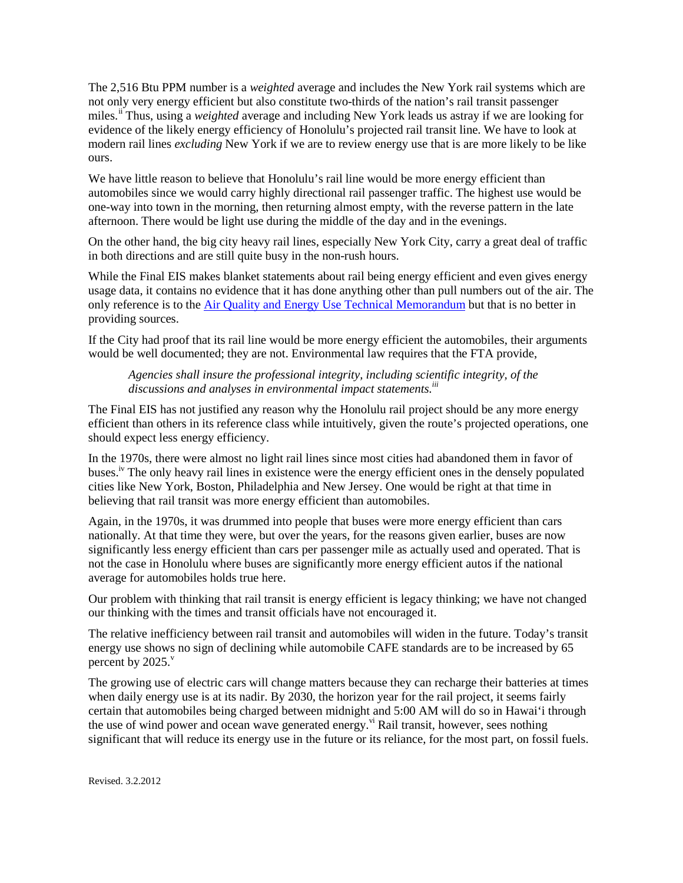The 2,516 Btu PPM number is a *weighted* average and includes the New York rail systems which are not only very energy efficient but also constitute two-thirds of the nation's rail transit passenger miles.[ii] Thus, using a *weighted* average and including New York leads us astray if we are looking for evidence of the likely energy efficiency of Honolulu's projected rail transit line. We have to look at modern rail lines *excluding* New York if we are to review energy use that is are more likely to be like ours.

We have little reason to believe that Honolulu's rail line would be more energy efficient than automobiles since we would carry highly directional rail passenger traffic. The highest use would be one-way into town in the morning, then returning almost empty, with the reverse pattern in the late afternoon. There would be light use during the middle of the day and in the evenings.

On the other hand, the big city heavy rail lines, especially New York City, carry a great deal of traffic in both directions and are still quite busy in the non-rush hours.

While the Final EIS makes blanket statements about rail being energy efficient and even gives energy usage data, it contains no evidence that it has done anything other than pull numbers out of the air. The only reference is to the Air Quality and Energy Use Technical Memorandum but that is no better in providing sources.

If the City had proof that its rail line would be more energy efficient the automobiles, their arguments would be well documented; they are not. Environmental law requires that the FTA provide,

> *Agencies shall insure the professional integrity, including scientific integrity, of the discussions and analyses in environmental impact statements.*[iii]

The Final EIS has not justified any reason why the Honolulu rail project should be any more energy efficient than others in its reference class while intuitively, given the route's projected operations, one should expect less energy efficiency.

In the 1970s, there were almost no light rail lines since most cities had abandoned them in favor of buses.[iv] The only heavy rail lines in existence were the energy efficient ones in the densely populated cities like New York, Boston, Philadelphia and New Jersey. One would be right at that time in believing that rail transit was more energy efficient than automobiles.

Again, in the 1970s, it was drummed into people that buses were more energy efficient than cars nationally. At that time they were, but over the years, for the reasons given earlier, buses are now significantly less energy efficient than cars per passenger mile as actually used and operated. That is not the case in Honolulu where buses are significantly more energy efficient autos if the national average for automobiles holds true here.

Our problem with thinking that rail transit is energy efficient is legacy thinking; we have not changed our thinking with the times and transit officials have not encouraged it.

The relative inefficiency between rail transit and automobiles will widen in the future. Today's transit energy use shows no sign of declining while automobile CAFE standards are to be increased by 65 percent by 2025.[v]

The growing use of electric cars will change matters because they can recharge their batteries at times when daily energy use is at its nadir. By 2030, the horizon year for the rail project, it seems fairly certain that automobiles being charged between midnight and 5:00 AM will do so in Hawai'i through the use of wind power and ocean wave generated energy.[vi] Rail transit, however, sees nothing significant that will reduce its energy use in the future or its reliance, for the most part, on fossil fuels.

Revised. 3.2.2012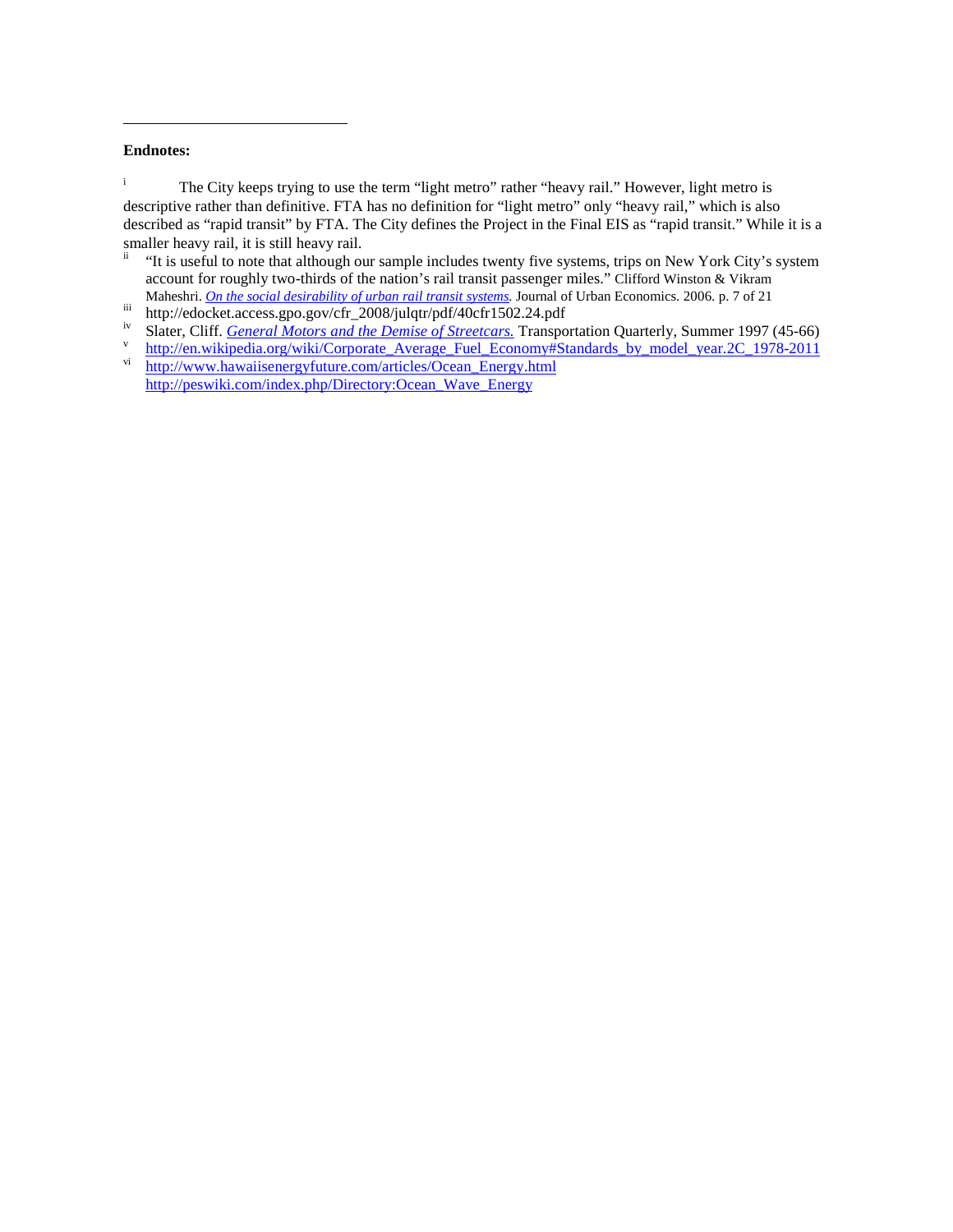**Endnotes:**

i The City keeps trying to use the term “light metro” rather “heavy rail.” However, light metro is descriptive rather than definitive. FTA has no definition for “light metro” only “heavy rail,” which is also described as “rapid transit” by FTA. The City defines the Project in the Final EIS as “rapid transit.” While it is a smaller heavy rail, it is still heavy rail.

ii “It is useful to note that although our sample includes twenty five systems, trips on New York City’s system account for roughly two-thirds of the nation’s rail transit passenger miles.” Clifford Winston & Vikram Maheshri. *On the social desirability of urban rail transit systems.* Journal of Urban Economics. 2006. p. 7 of 21

iii http://edocket.access.gpo.gov/cfr_2008/julqtr/pdf/40cfr1502.24.pdf

iv Slater, Cliff. *General Motors and the Demise of Streetcars.* Transportation Quarterly, Summer 1997 (45-66)

v http://en.wikipedia.org/wiki/Corporate_Average_Fuel_Economy#Standards_by_model_year.2C_1978-2011

vi http://www.hawaiisenergyfuture.com/articles/Ocean_Energy.html
http://peswiki.com/index.php/Directory:Ocean_Wave_Energy